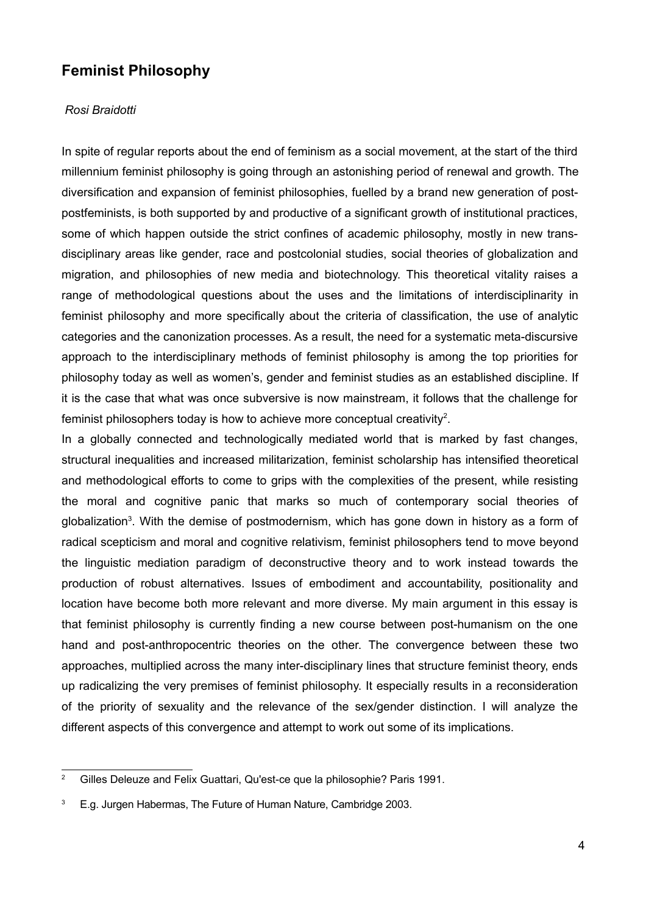# Feminist Philosophy

*Rosi Braidotti*

In spite of regular reports about the end of feminism as a social movement, at the start of the third millennium feminist philosophy is going through an astonishing period of renewal and growth. The diversification and expansion of feminist philosophies, fuelled by a brand new generation of post-postfeminists, is both supported by and productive of a significant growth of institutional practices, some of which happen outside the strict confines of academic philosophy, mostly in new trans-disciplinary areas like gender, race and postcolonial studies, social theories of globalization and migration, and philosophies of new media and biotechnology. This theoretical vitality raises a range of methodological questions about the uses and the limitations of interdisciplinarity in feminist philosophy and more specifically about the criteria of classification, the use of analytic categories and the canonization processes. As a result, the need for a systematic meta-discursive approach to the interdisciplinary methods of feminist philosophy is among the top priorities for philosophy today as well as women's, gender and feminist studies as an established discipline. If it is the case that what was once subversive is now mainstream, it follows that the challenge for feminist philosophers today is how to achieve more conceptual creativity[2].

In a globally connected and technologically mediated world that is marked by fast changes, structural inequalities and increased militarization, feminist scholarship has intensified theoretical and methodological efforts to come to grips with the complexities of the present, while resisting the moral and cognitive panic that marks so much of contemporary social theories of globalization[3]. With the demise of postmodernism, which has gone down in history as a form of radical scepticism and moral and cognitive relativism, feminist philosophers tend to move beyond the linguistic mediation paradigm of deconstructive theory and to work instead towards the production of robust alternatives. Issues of embodiment and accountability, positionality and location have become both more relevant and more diverse. My main argument in this essay is that feminist philosophy is currently finding a new course between post-humanism on the one hand and post-anthropocentric theories on the other. The convergence between these two approaches, multiplied across the many inter-disciplinary lines that structure feminist theory, ends up radicalizing the very premises of feminist philosophy. It especially results in a reconsideration of the priority of sexuality and the relevance of the sex/gender distinction. I will analyze the different aspects of this convergence and attempt to work out some of its implications.

[2] Gilles Deleuze and Felix Guattari, Qu'est-ce que la philosophie? Paris 1991.

[3] E.g. Jurgen Habermas, The Future of Human Nature, Cambridge 2003.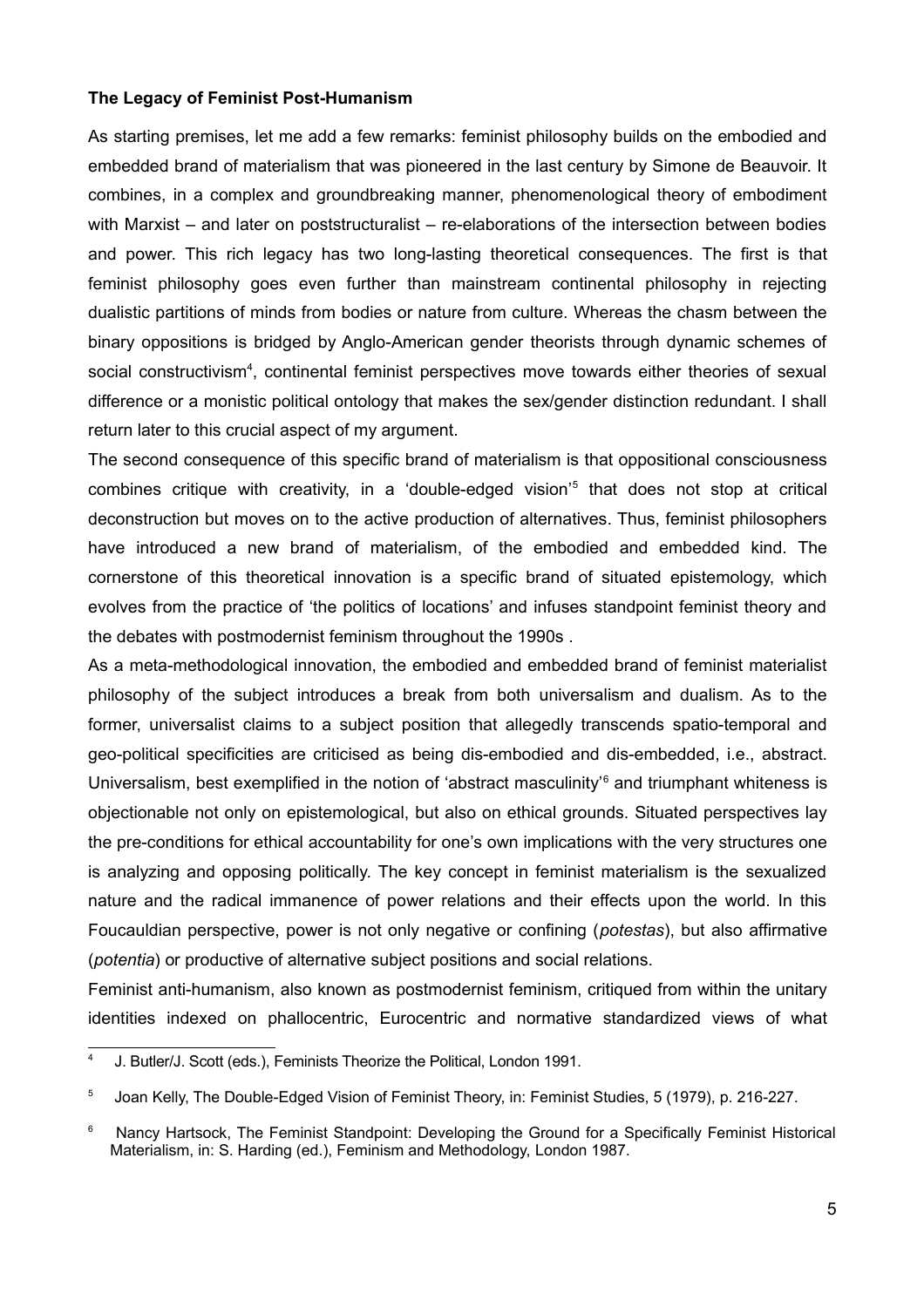**The Legacy of Feminist Post-Humanism**

As starting premises, let me add a few remarks: feminist philosophy builds on the embodied and embedded brand of materialism that was pioneered in the last century by Simone de Beauvoir. It combines, in a complex and groundbreaking manner, phenomenological theory of embodiment with Marxist – and later on poststructuralist – re-elaborations of the intersection between bodies and power. This rich legacy has two long-lasting theoretical consequences. The first is that feminist philosophy goes even further than mainstream continental philosophy in rejecting dualistic partitions of minds from bodies or nature from culture. Whereas the chasm between the binary oppositions is bridged by Anglo-American gender theorists through dynamic schemes of social constructivism[4], continental feminist perspectives move towards either theories of sexual difference or a monistic political ontology that makes the sex/gender distinction redundant. I shall return later to this crucial aspect of my argument.

The second consequence of this specific brand of materialism is that oppositional consciousness combines critique with creativity, in a 'double-edged vision'[5] that does not stop at critical deconstruction but moves on to the active production of alternatives. Thus, feminist philosophers have introduced a new brand of materialism, of the embodied and embedded kind. The cornerstone of this theoretical innovation is a specific brand of situated epistemology, which evolves from the practice of 'the politics of locations' and infuses standpoint feminist theory and the debates with postmodernist feminism throughout the 1990s .

As a meta-methodological innovation, the embodied and embedded brand of feminist materialist philosophy of the subject introduces a break from both universalism and dualism. As to the former, universalist claims to a subject position that allegedly transcends spatio-temporal and geo-political specificities are criticised as being dis-embodied and dis-embedded, i.e., abstract. Universalism, best exemplified in the notion of 'abstract masculinity'[6] and triumphant whiteness is objectionable not only on epistemological, but also on ethical grounds. Situated perspectives lay the pre-conditions for ethical accountability for one's own implications with the very structures one is analyzing and opposing politically. The key concept in feminist materialism is the sexualized nature and the radical immanence of power relations and their effects upon the world. In this Foucauldian perspective, power is not only negative or confining (*potestas*), but also affirmative (*potentia*) or productive of alternative subject positions and social relations.

Feminist anti-humanism, also known as postmodernist feminism, critiqued from within the unitary identities indexed on phallocentric, Eurocentric and normative standardized views of what

---

[4] J. Butler/J. Scott (eds.), Feminists Theorize the Political, London 1991.

[5] Joan Kelly, The Double-Edged Vision of Feminist Theory, in: Feminist Studies, 5 (1979), p. 216-227.

[6] Nancy Hartsock, The Feminist Standpoint: Developing the Ground for a Specifically Feminist Historical Materialism, in: S. Harding (ed.), Feminism and Methodology, London 1987.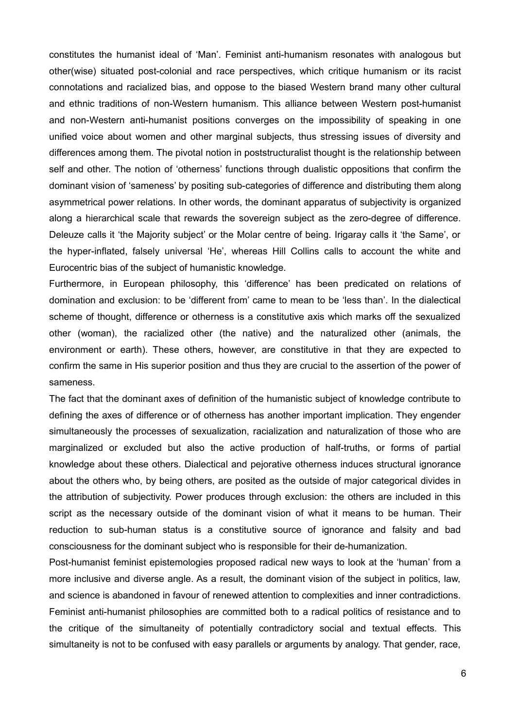constitutes the humanist ideal of 'Man'. Feminist anti-humanism resonates with analogous but other(wise) situated post-colonial and race perspectives, which critique humanism or its racist connotations and racialized bias, and oppose to the biased Western brand many other cultural and ethnic traditions of non-Western humanism. This alliance between Western post-humanist and non-Western anti-humanist positions converges on the impossibility of speaking in one unified voice about women and other marginal subjects, thus stressing issues of diversity and differences among them. The pivotal notion in poststructuralist thought is the relationship between self and other. The notion of 'otherness' functions through dualistic oppositions that confirm the dominant vision of 'sameness' by positing sub-categories of difference and distributing them along asymmetrical power relations. In other words, the dominant apparatus of subjectivity is organized along a hierarchical scale that rewards the sovereign subject as the zero-degree of difference. Deleuze calls it 'the Majority subject' or the Molar centre of being. Irigaray calls it 'the Same', or the hyper-inflated, falsely universal 'He', whereas Hill Collins calls to account the white and Eurocentric bias of the subject of humanistic knowledge.

Furthermore, in European philosophy, this 'difference' has been predicated on relations of domination and exclusion: to be 'different from' came to mean to be 'less than'. In the dialectical scheme of thought, difference or otherness is a constitutive axis which marks off the sexualized other (woman), the racialized other (the native) and the naturalized other (animals, the environment or earth). These others, however, are constitutive in that they are expected to confirm the same in His superior position and thus they are crucial to the assertion of the power of sameness.

The fact that the dominant axes of definition of the humanistic subject of knowledge contribute to defining the axes of difference or of otherness has another important implication. They engender simultaneously the processes of sexualization, racialization and naturalization of those who are marginalized or excluded but also the active production of half-truths, or forms of partial knowledge about these others. Dialectical and pejorative otherness induces structural ignorance about the others who, by being others, are posited as the outside of major categorical divides in the attribution of subjectivity. Power produces through exclusion: the others are included in this script as the necessary outside of the dominant vision of what it means to be human. Their reduction to sub-human status is a constitutive source of ignorance and falsity and bad consciousness for the dominant subject who is responsible for their de-humanization.

Post-humanist feminist epistemologies proposed radical new ways to look at the 'human' from a more inclusive and diverse angle. As a result, the dominant vision of the subject in politics, law, and science is abandoned in favour of renewed attention to complexities and inner contradictions. Feminist anti-humanist philosophies are committed both to a radical politics of resistance and to the critique of the simultaneity of potentially contradictory social and textual effects. This simultaneity is not to be confused with easy parallels or arguments by analogy. That gender, race,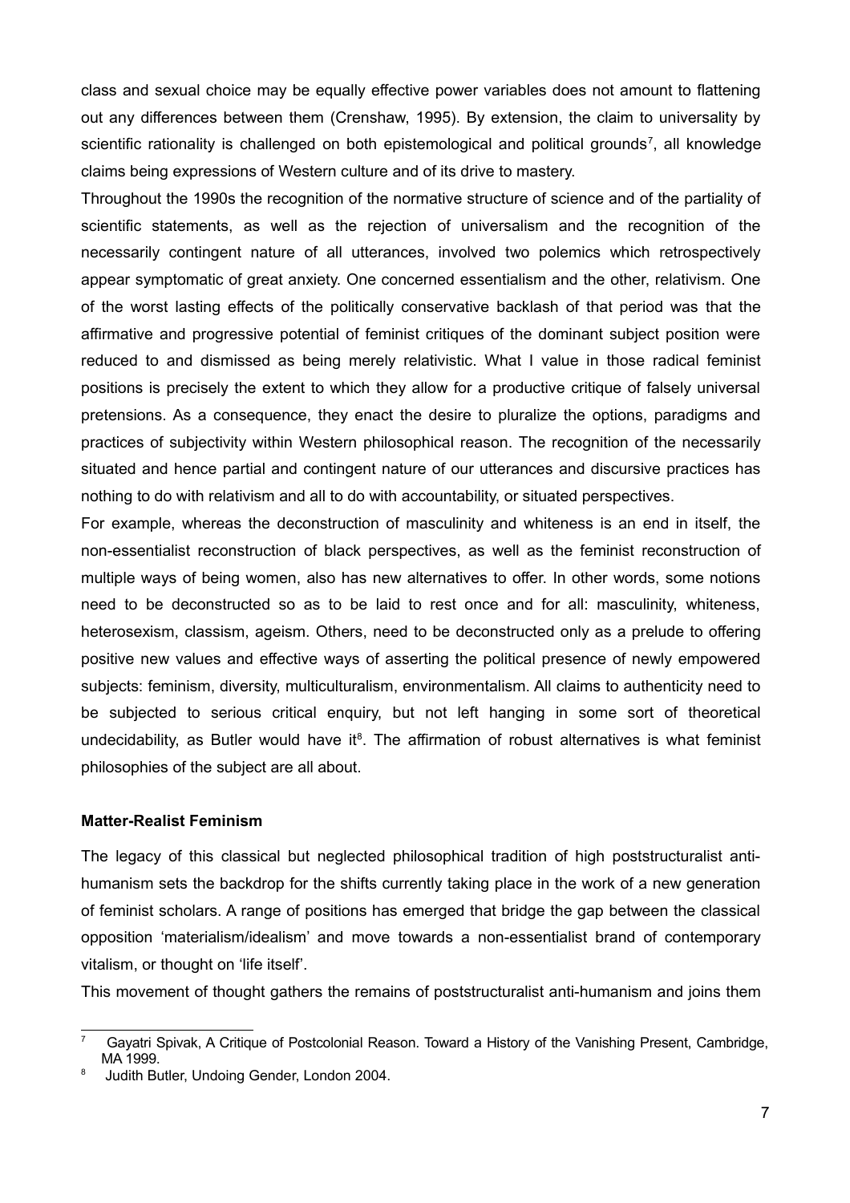class and sexual choice may be equally effective power variables does not amount to flattening out any differences between them (Crenshaw, 1995). By extension, the claim to universality by scientific rationality is challenged on both epistemological and political grounds[7], all knowledge claims being expressions of Western culture and of its drive to mastery.

Throughout the 1990s the recognition of the normative structure of science and of the partiality of scientific statements, as well as the rejection of universalism and the recognition of the necessarily contingent nature of all utterances, involved two polemics which retrospectively appear symptomatic of great anxiety. One concerned essentialism and the other, relativism. One of the worst lasting effects of the politically conservative backlash of that period was that the affirmative and progressive potential of feminist critiques of the dominant subject position were reduced to and dismissed as being merely relativistic. What I value in those radical feminist positions is precisely the extent to which they allow for a productive critique of falsely universal pretensions. As a consequence, they enact the desire to pluralize the options, paradigms and practices of subjectivity within Western philosophical reason. The recognition of the necessarily situated and hence partial and contingent nature of our utterances and discursive practices has nothing to do with relativism and all to do with accountability, or situated perspectives.

For example, whereas the deconstruction of masculinity and whiteness is an end in itself, the non-essentialist reconstruction of black perspectives, as well as the feminist reconstruction of multiple ways of being women, also has new alternatives to offer. In other words, some notions need to be deconstructed so as to be laid to rest once and for all: masculinity, whiteness, heterosexism, classism, ageism. Others, need to be deconstructed only as a prelude to offering positive new values and effective ways of asserting the political presence of newly empowered subjects: feminism, diversity, multiculturalism, environmentalism. All claims to authenticity need to be subjected to serious critical enquiry, but not left hanging in some sort of theoretical undecidability, as Butler would have it[8]. The affirmation of robust alternatives is what feminist philosophies of the subject are all about.

**Matter-Realist Feminism**

The legacy of this classical but neglected philosophical tradition of high poststructuralist anti-humanism sets the backdrop for the shifts currently taking place in the work of a new generation of feminist scholars. A range of positions has emerged that bridge the gap between the classical opposition 'materialism/idealism' and move towards a non-essentialist brand of contemporary vitalism, or thought on 'life itself'.

This movement of thought gathers the remains of poststructuralist anti-humanism and joins them

---

[7] Gayatri Spivak, A Critique of Postcolonial Reason. Toward a History of the Vanishing Present, Cambridge, MA 1999.

[8] Judith Butler, Undoing Gender, London 2004.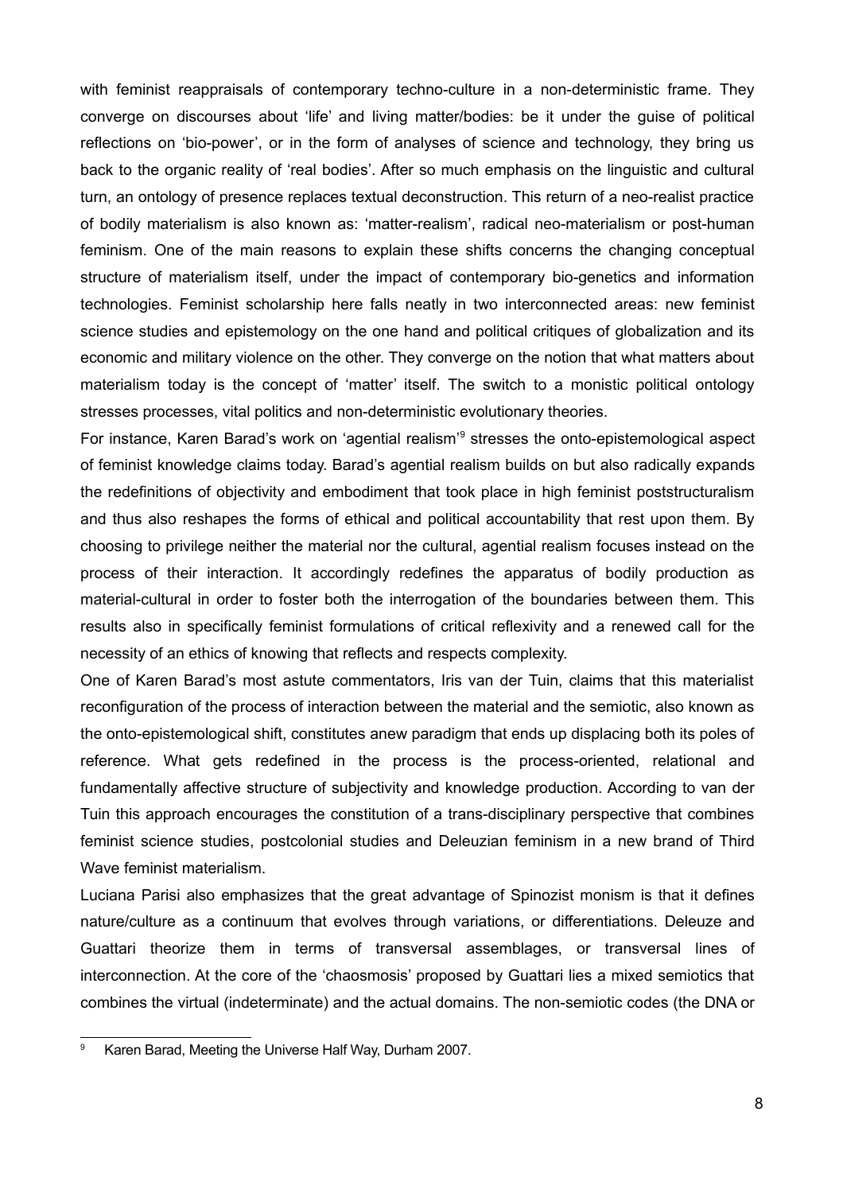with feminist reappraisals of contemporary techno-culture in a non-deterministic frame. They converge on discourses about 'life' and living matter/bodies: be it under the guise of political reflections on 'bio-power', or in the form of analyses of science and technology, they bring us back to the organic reality of 'real bodies'. After so much emphasis on the linguistic and cultural turn, an ontology of presence replaces textual deconstruction. This return of a neo-realist practice of bodily materialism is also known as: 'matter-realism', radical neo-materialism or post-human feminism. One of the main reasons to explain these shifts concerns the changing conceptual structure of materialism itself, under the impact of contemporary bio-genetics and information technologies. Feminist scholarship here falls neatly in two interconnected areas: new feminist science studies and epistemology on the one hand and political critiques of globalization and its economic and military violence on the other. They converge on the notion that what matters about materialism today is the concept of 'matter' itself. The switch to a monistic political ontology stresses processes, vital politics and non-deterministic evolutionary theories.

For instance, Karen Barad's work on 'agential realism'[9] stresses the onto-epistemological aspect of feminist knowledge claims today. Barad's agential realism builds on but also radically expands the redefinitions of objectivity and embodiment that took place in high feminist poststructuralism and thus also reshapes the forms of ethical and political accountability that rest upon them. By choosing to privilege neither the material nor the cultural, agential realism focuses instead on the process of their interaction. It accordingly redefines the apparatus of bodily production as material-cultural in order to foster both the interrogation of the boundaries between them. This results also in specifically feminist formulations of critical reflexivity and a renewed call for the necessity of an ethics of knowing that reflects and respects complexity.

One of Karen Barad's most astute commentators, Iris van der Tuin, claims that this materialist reconfiguration of the process of interaction between the material and the semiotic, also known as the onto-epistemological shift, constitutes anew paradigm that ends up displacing both its poles of reference. What gets redefined in the process is the process-oriented, relational and fundamentally affective structure of subjectivity and knowledge production. According to van der Tuin this approach encourages the constitution of a trans-disciplinary perspective that combines feminist science studies, postcolonial studies and Deleuzian feminism in a new brand of Third Wave feminist materialism.

Luciana Parisi also emphasizes that the great advantage of Spinozist monism is that it defines nature/culture as a continuum that evolves through variations, or differentiations. Deleuze and Guattari theorize them in terms of transversal assemblages, or transversal lines of interconnection. At the core of the 'chaosmosis' proposed by Guattari lies a mixed semiotics that combines the virtual (indeterminate) and the actual domains. The non-semiotic codes (the DNA or

---

[9] Karen Barad, Meeting the Universe Half Way, Durham 2007.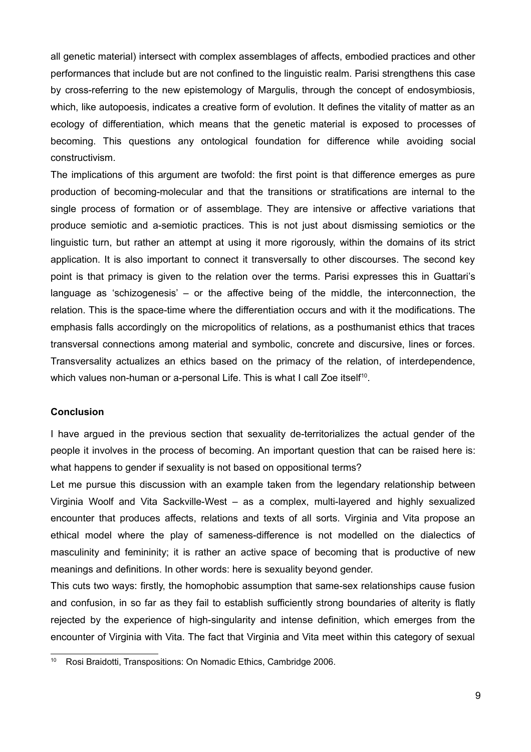all genetic material) intersect with complex assemblages of affects, embodied practices and other performances that include but are not confined to the linguistic realm. Parisi strengthens this case by cross-referring to the new epistemology of Margulis, through the concept of endosymbiosis, which, like autopoesis, indicates a creative form of evolution. It defines the vitality of matter as an ecology of differentiation, which means that the genetic material is exposed to processes of becoming. This questions any ontological foundation for difference while avoiding social constructivism.

The implications of this argument are twofold: the first point is that difference emerges as pure production of becoming-molecular and that the transitions or stratifications are internal to the single process of formation or of assemblage. They are intensive or affective variations that produce semiotic and a-semiotic practices. This is not just about dismissing semiotics or the linguistic turn, but rather an attempt at using it more rigorously, within the domains of its strict application. It is also important to connect it transversally to other discourses. The second key point is that primacy is given to the relation over the terms. Parisi expresses this in Guattari's language as 'schizogenesis' – or the affective being of the middle, the interconnection, the relation. This is the space-time where the differentiation occurs and with it the modifications. The emphasis falls accordingly on the micropolitics of relations, as a posthumanist ethics that traces transversal connections among material and symbolic, concrete and discursive, lines or forces. Transversality actualizes an ethics based on the primacy of the relation, of interdependence, which values non-human or a-personal Life. This is what I call Zoe itself[10].

## Conclusion

I have argued in the previous section that sexuality de-territorializes the actual gender of the people it involves in the process of becoming. An important question that can be raised here is: what happens to gender if sexuality is not based on oppositional terms?

Let me pursue this discussion with an example taken from the legendary relationship between Virginia Woolf and Vita Sackville-West – as a complex, multi-layered and highly sexualized encounter that produces affects, relations and texts of all sorts. Virginia and Vita propose an ethical model where the play of sameness-difference is not modelled on the dialectics of masculinity and femininity; it is rather an active space of becoming that is productive of new meanings and definitions. In other words: here is sexuality beyond gender.

This cuts two ways: firstly, the homophobic assumption that same-sex relationships cause fusion and confusion, in so far as they fail to establish sufficiently strong boundaries of alterity is flatly rejected by the experience of high-singularity and intense definition, which emerges from the encounter of Virginia with Vita. The fact that Virginia and Vita meet within this category of sexual

[10] Rosi Braidotti, Transpositions: On Nomadic Ethics, Cambridge 2006.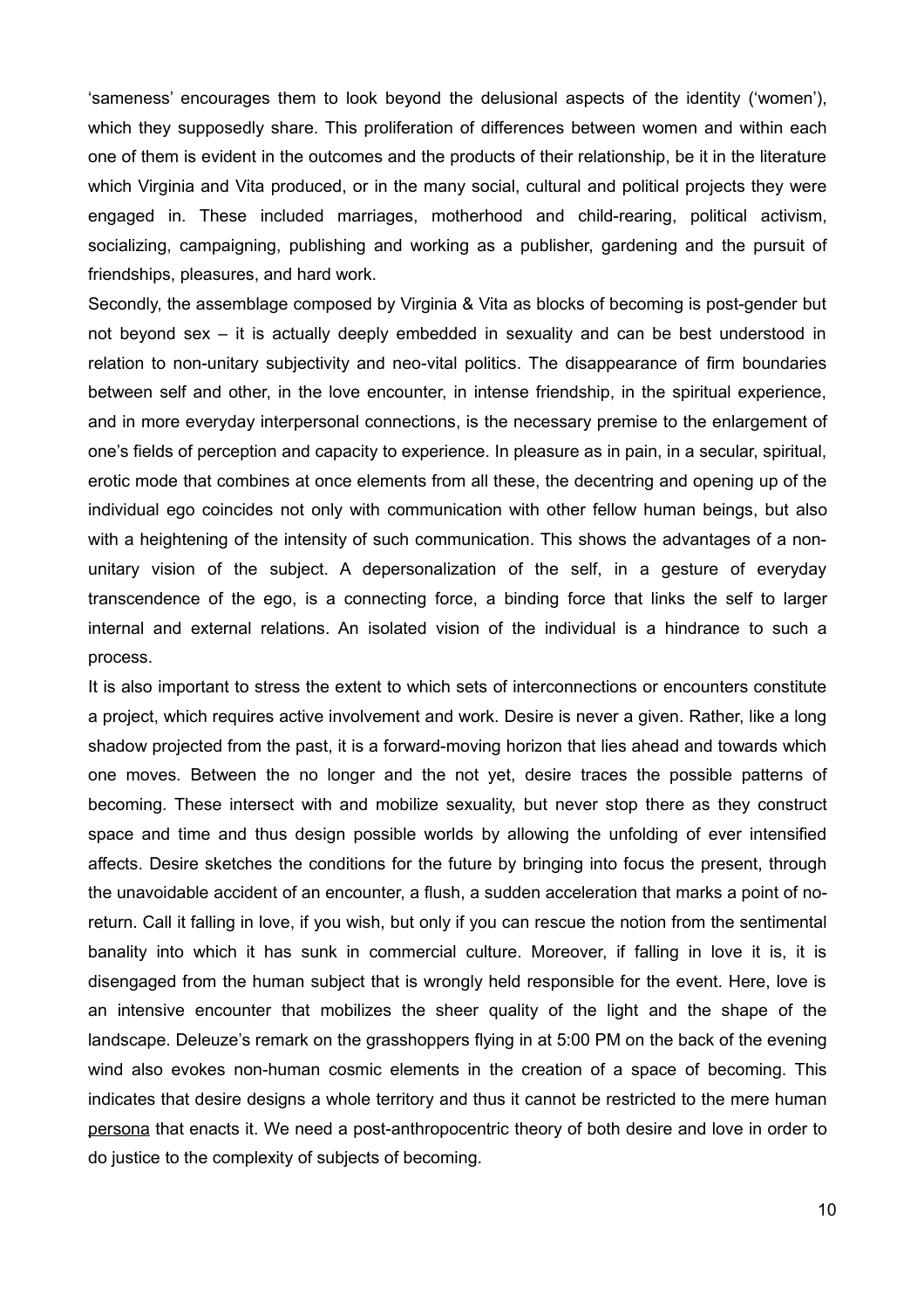'sameness' encourages them to look beyond the delusional aspects of the identity ('women'), which they supposedly share. This proliferation of differences between women and within each one of them is evident in the outcomes and the products of their relationship, be it in the literature which Virginia and Vita produced, or in the many social, cultural and political projects they were engaged in. These included marriages, motherhood and child-rearing, political activism, socializing, campaigning, publishing and working as a publisher, gardening and the pursuit of friendships, pleasures, and hard work.

Secondly, the assemblage composed by Virginia & Vita as blocks of becoming is post-gender but not beyond sex – it is actually deeply embedded in sexuality and can be best understood in relation to non-unitary subjectivity and neo-vital politics. The disappearance of firm boundaries between self and other, in the love encounter, in intense friendship, in the spiritual experience, and in more everyday interpersonal connections, is the necessary premise to the enlargement of one's fields of perception and capacity to experience. In pleasure as in pain, in a secular, spiritual, erotic mode that combines at once elements from all these, the decentring and opening up of the individual ego coincides not only with communication with other fellow human beings, but also with a heightening of the intensity of such communication. This shows the advantages of a non-unitary vision of the subject. A depersonalization of the self, in a gesture of everyday transcendence of the ego, is a connecting force, a binding force that links the self to larger internal and external relations. An isolated vision of the individual is a hindrance to such a process.

It is also important to stress the extent to which sets of interconnections or encounters constitute a project, which requires active involvement and work. Desire is never a given. Rather, like a long shadow projected from the past, it is a forward-moving horizon that lies ahead and towards which one moves. Between the no longer and the not yet, desire traces the possible patterns of becoming. These intersect with and mobilize sexuality, but never stop there as they construct space and time and thus design possible worlds by allowing the unfolding of ever intensified affects. Desire sketches the conditions for the future by bringing into focus the present, through the unavoidable accident of an encounter, a flush, a sudden acceleration that marks a point of no-return. Call it falling in love, if you wish, but only if you can rescue the notion from the sentimental banality into which it has sunk in commercial culture. Moreover, if falling in love it is, it is disengaged from the human subject that is wrongly held responsible for the event. Here, love is an intensive encounter that mobilizes the sheer quality of the light and the shape of the landscape. Deleuze's remark on the grasshoppers flying in at 5:00 PM on the back of the evening wind also evokes non-human cosmic elements in the creation of a space of becoming. This indicates that desire designs a whole territory and thus it cannot be restricted to the mere human persona that enacts it. We need a post-anthropocentric theory of both desire and love in order to do justice to the complexity of subjects of becoming.